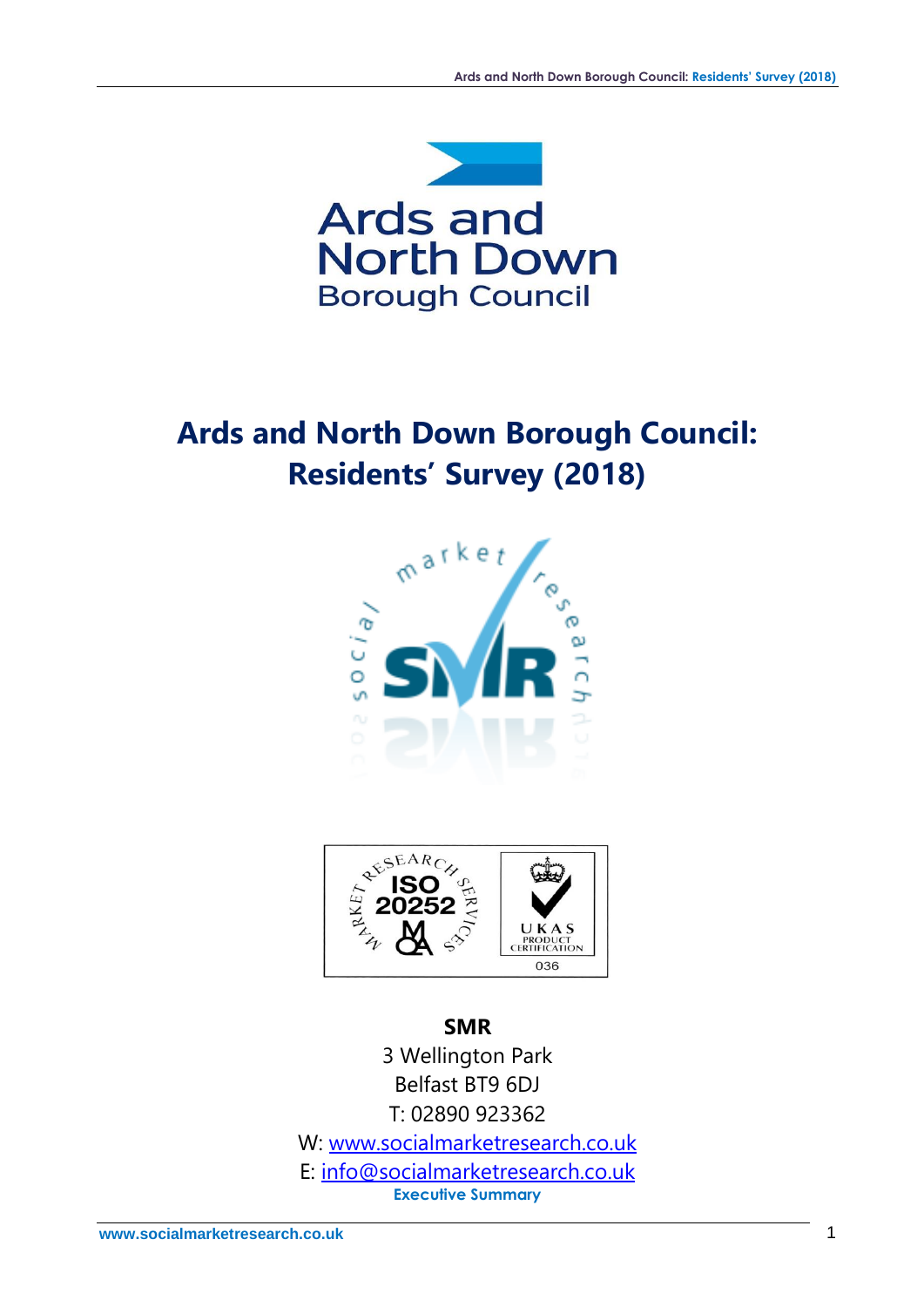# Ards and North Down Borough Council: Residents' Survey (2018)

**SMR**

3 Wellington Park
Belfast BT9 6DJ
T: 02890 923362
W: www.socialmarketresearch.co.uk
E: info@socialmarketresearch.co.uk

**Executive Summary**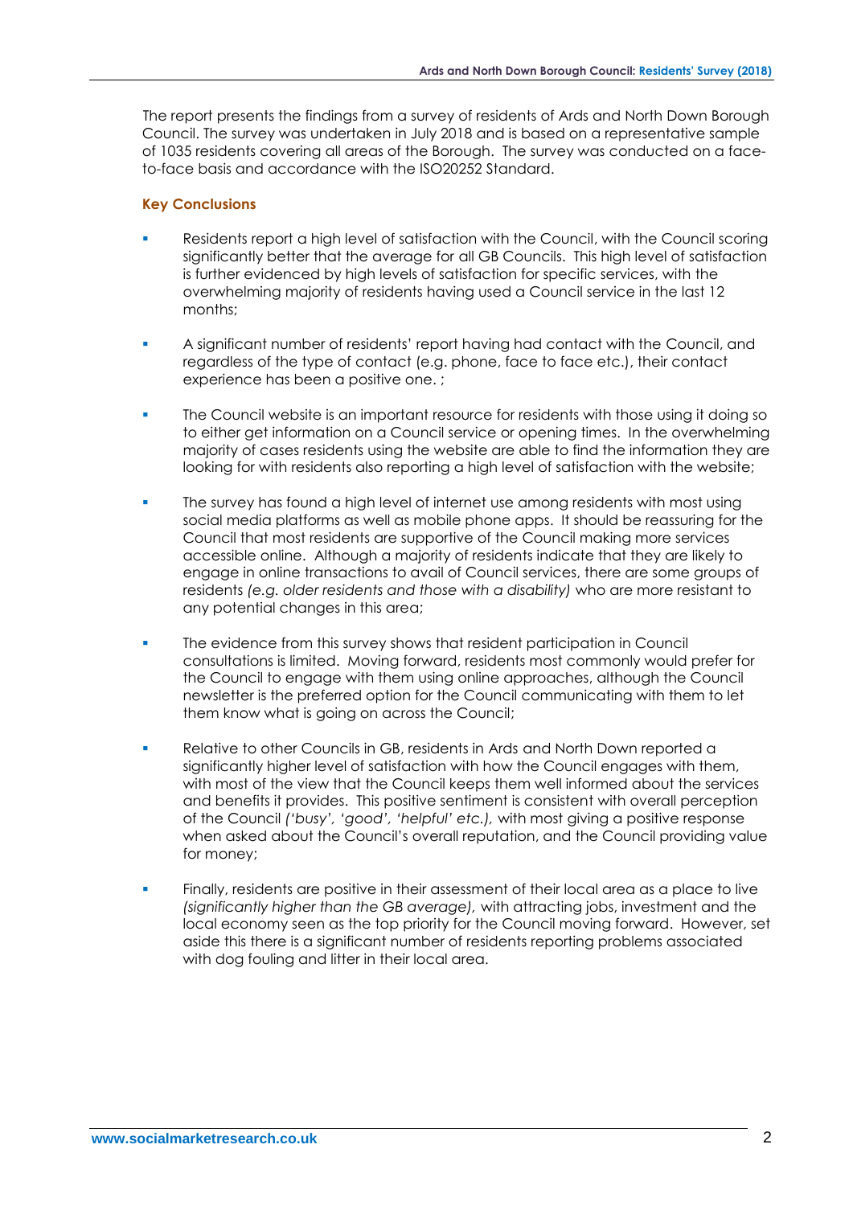The report presents the findings from a survey of residents of Ards and North Down Borough Council. The survey was undertaken in July 2018 and is based on a representative sample of 1035 residents covering all areas of the Borough. The survey was conducted on a face-to-face basis and accordance with the ISO20252 Standard.

### Key Conclusions

- Residents report a high level of satisfaction with the Council, with the Council scoring significantly better that the average for all GB Councils. This high level of satisfaction is further evidenced by high levels of satisfaction for specific services, with the overwhelming majority of residents having used a Council service in the last 12 months;
- A significant number of residents' report having had contact with the Council, and regardless of the type of contact (e.g. phone, face to face etc.), their contact experience has been a positive one. ;
- The Council website is an important resource for residents with those using it doing so to either get information on a Council service or opening times. In the overwhelming majority of cases residents using the website are able to find the information they are looking for with residents also reporting a high level of satisfaction with the website;
- The survey has found a high level of internet use among residents with most using social media platforms as well as mobile phone apps. It should be reassuring for the Council that most residents are supportive of the Council making more services accessible online. Although a majority of residents indicate that they are likely to engage in online transactions to avail of Council services, there are some groups of residents *(e.g. older residents and those with a disability)* who are more resistant to any potential changes in this area;
- The evidence from this survey shows that resident participation in Council consultations is limited. Moving forward, residents most commonly would prefer for the Council to engage with them using online approaches, although the Council newsletter is the preferred option for the Council communicating with them to let them know what is going on across the Council;
- Relative to other Councils in GB, residents in Ards and North Down reported a significantly higher level of satisfaction with how the Council engages with them, with most of the view that the Council keeps them well informed about the services and benefits it provides. This positive sentiment is consistent with overall perception of the Council *('busy', 'good', 'helpful' etc.),* with most giving a positive response when asked about the Council's overall reputation, and the Council providing value for money;
- Finally, residents are positive in their assessment of their local area as a place to live *(significantly higher than the GB average),* with attracting jobs, investment and the local economy seen as the top priority for the Council moving forward. However, set aside this there is a significant number of residents reporting problems associated with dog fouling and litter in their local area.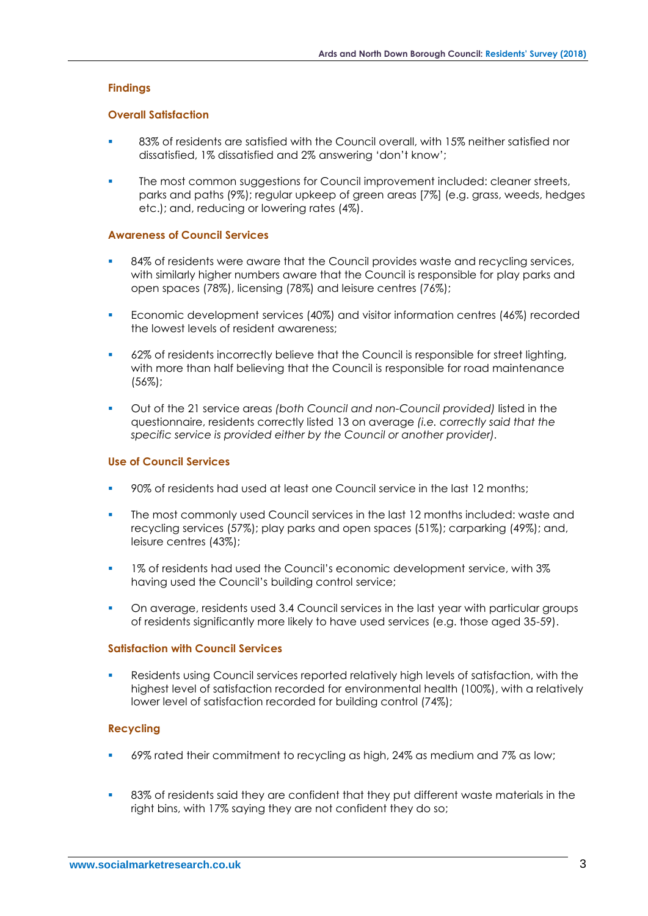### Findings

#### Overall Satisfaction

- 83% of residents are satisfied with the Council overall, with 15% neither satisfied nor dissatisfied, 1% dissatisfied and 2% answering 'don't know';
- The most common suggestions for Council improvement included: cleaner streets, parks and paths (9%); regular upkeep of green areas [7%] (e.g. grass, weeds, hedges etc.); and, reducing or lowering rates (4%).

#### Awareness of Council Services

- 84% of residents were aware that the Council provides waste and recycling services, with similarly higher numbers aware that the Council is responsible for play parks and open spaces (78%), licensing (78%) and leisure centres (76%);
- Economic development services (40%) and visitor information centres (46%) recorded the lowest levels of resident awareness;
- 62% of residents incorrectly believe that the Council is responsible for street lighting, with more than half believing that the Council is responsible for road maintenance (56%);
- Out of the 21 service areas *(both Council and non-Council provided)* listed in the questionnaire, residents correctly listed 13 on average *(i.e. correctly said that the specific service is provided either by the Council or another provider)*.

#### Use of Council Services

- 90% of residents had used at least one Council service in the last 12 months;
- The most commonly used Council services in the last 12 months included: waste and recycling services (57%); play parks and open spaces (51%); carparking (49%); and, leisure centres (43%);
- 1% of residents had used the Council's economic development service, with 3% having used the Council's building control service;
- On average, residents used 3.4 Council services in the last year with particular groups of residents significantly more likely to have used services (e.g. those aged 35-59).

#### Satisfaction with Council Services

- Residents using Council services reported relatively high levels of satisfaction, with the highest level of satisfaction recorded for environmental health (100%), with a relatively lower level of satisfaction recorded for building control (74%);

#### Recycling

- 69% rated their commitment to recycling as high, 24% as medium and 7% as low;
- 83% of residents said they are confident that they put different waste materials in the right bins, with 17% saying they are not confident they do so;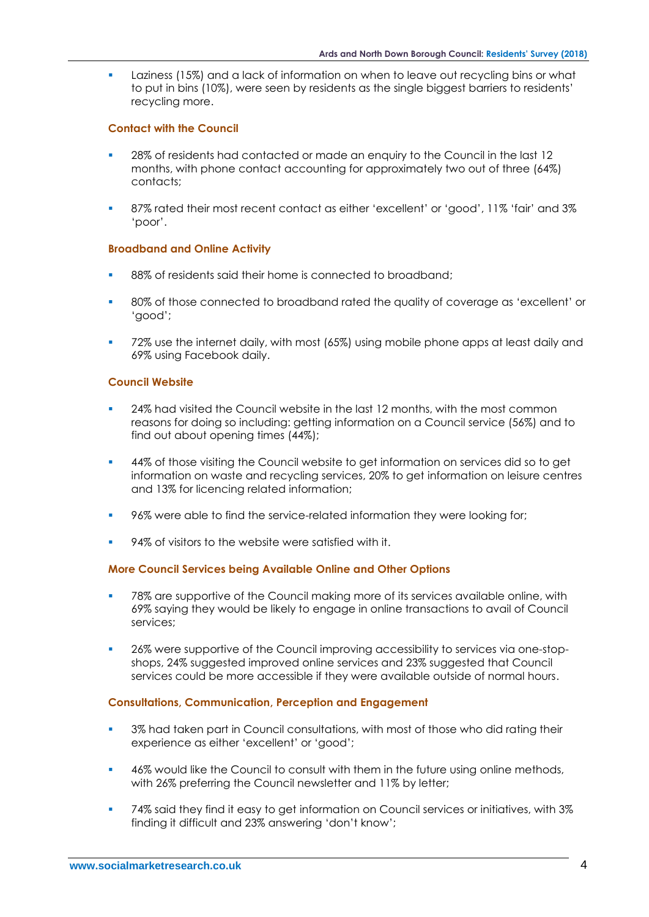- Laziness (15%) and a lack of information on when to leave out recycling bins or what to put in bins (10%), were seen by residents as the single biggest barriers to residents' recycling more.

### Contact with the Council

- 28% of residents had contacted or made an enquiry to the Council in the last 12 months, with phone contact accounting for approximately two out of three (64%) contacts;
- 87% rated their most recent contact as either 'excellent' or 'good', 11% 'fair' and 3% 'poor'.

### Broadband and Online Activity

- 88% of residents said their home is connected to broadband;
- 80% of those connected to broadband rated the quality of coverage as 'excellent' or 'good';
- 72% use the internet daily, with most (65%) using mobile phone apps at least daily and 69% using Facebook daily.

### Council Website

- 24% had visited the Council website in the last 12 months, with the most common reasons for doing so including: getting information on a Council service (56%) and to find out about opening times (44%);
- 44% of those visiting the Council website to get information on services did so to get information on waste and recycling services, 20% to get information on leisure centres and 13% for licencing related information;
- 96% were able to find the service-related information they were looking for;
- 94% of visitors to the website were satisfied with it.

### More Council Services being Available Online and Other Options

- 78% are supportive of the Council making more of its services available online, with 69% saying they would be likely to engage in online transactions to avail of Council services;
- 26% were supportive of the Council improving accessibility to services via one-stop-shops, 24% suggested improved online services and 23% suggested that Council services could be more accessible if they were available outside of normal hours.

### Consultations, Communication, Perception and Engagement

- 3% had taken part in Council consultations, with most of those who did rating their experience as either 'excellent' or 'good';
- 46% would like the Council to consult with them in the future using online methods, with 26% preferring the Council newsletter and 11% by letter;
- 74% said they find it easy to get information on Council services or initiatives, with 3% finding it difficult and 23% answering 'don't know';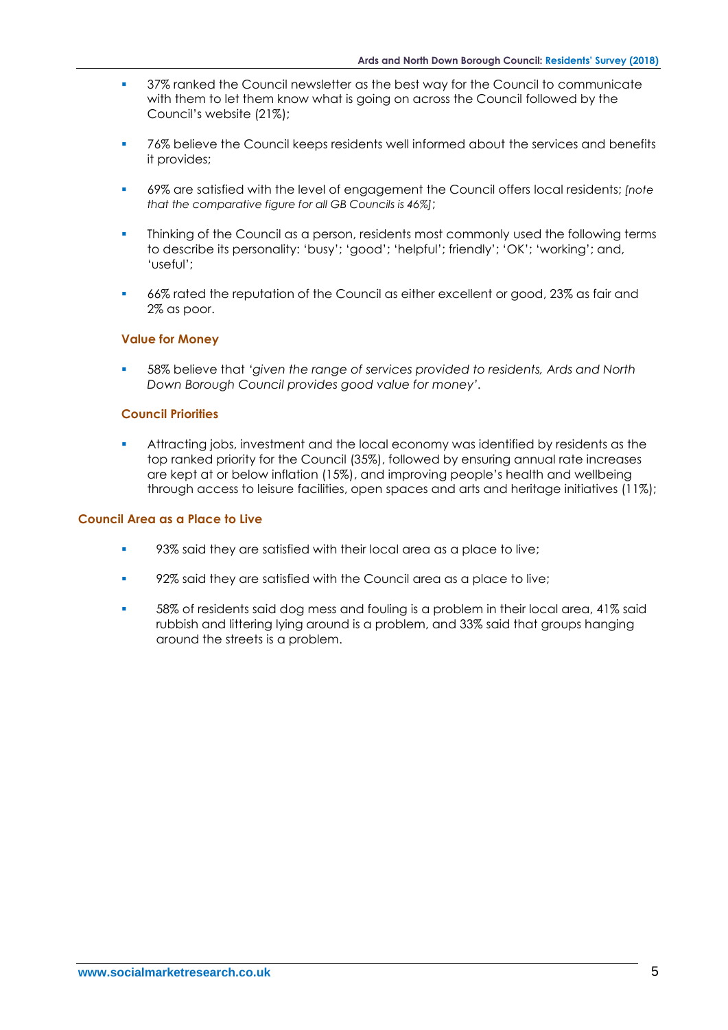- 37% ranked the Council newsletter as the best way for the Council to communicate with them to let them know what is going on across the Council followed by the Council's website (21%);

- 76% believe the Council keeps residents well informed about the services and benefits it provides;

- 69% are satisfied with the level of engagement the Council offers local residents; *[note that the comparative figure for all GB Councils is 46%]*;

- Thinking of the Council as a person, residents most commonly used the following terms to describe its personality: 'busy'; 'good'; 'helpful'; friendly'; 'OK'; 'working'; and, 'useful';

- 66% rated the reputation of the Council as either excellent or good, 23% as fair and 2% as poor.

### Value for Money

- 58% believe that *'given the range of services provided to residents, Ards and North Down Borough Council provides good value for money'*.

### Council Priorities

- Attracting jobs, investment and the local economy was identified by residents as the top ranked priority for the Council (35%), followed by ensuring annual rate increases are kept at or below inflation (15%), and improving people's health and wellbeing through access to leisure facilities, open spaces and arts and heritage initiatives (11%);

## Council Area as a Place to Live

- 93% said they are satisfied with their local area as a place to live;

- 92% said they are satisfied with the Council area as a place to live;

- 58% of residents said dog mess and fouling is a problem in their local area, 41% said rubbish and littering lying around is a problem, and 33% said that groups hanging around the streets is a problem.